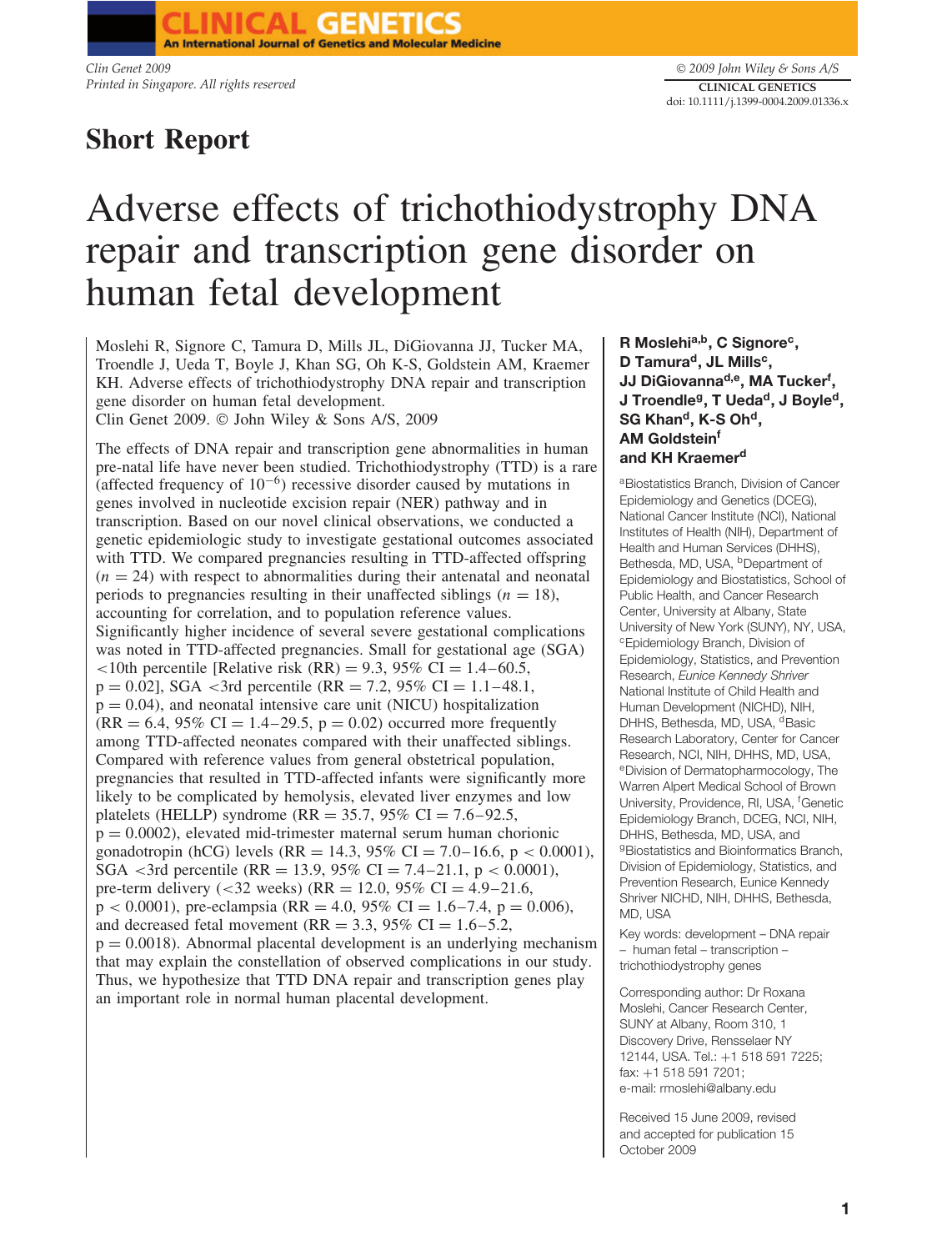Short Report

# Adverse effects of trichothiodystrophy DNA repair and transcription gene disorder on human fetal development

Moslehi R, Signore C, Tamura D, Mills JL, DiGiovanna JJ, Tucker MA, Troendle J, Ueda T, Boyle J, Khan SG, Oh K-S, Goldstein AM, Kraemer KH. Adverse effects of trichothiodystrophy DNA repair and transcription gene disorder on human fetal development.
Clin Genet 2009. © John Wiley & Sons A/S, 2009

The effects of DNA repair and transcription gene abnormalities in human pre-natal life have never been studied. Trichothiodystrophy (TTD) is a rare (affected frequency of $10^{-6}$) recessive disorder caused by mutations in genes involved in nucleotide excision repair (NER) pathway and in transcription. Based on our novel clinical observations, we conducted a genetic epidemiologic study to investigate gestational outcomes associated with TTD. We compared pregnancies resulting in TTD-affected offspring ($n = 24$) with respect to abnormalities during their antenatal and neonatal periods to pregnancies resulting in their unaffected siblings ($n = 18$), accounting for correlation, and to population reference values. Significantly higher incidence of several severe gestational complications was noted in TTD-affected pregnancies. Small for gestational age (SGA) <10th percentile [Relative risk (RR) = 9.3, 95% CI = 1.4–60.5, $p = 0.02$], SGA <3rd percentile (RR = 7.2, 95% CI = 1.1–48.1, $p = 0.04$), and neonatal intensive care unit (NICU) hospitalization (RR = 6.4, 95% CI = 1.4–29.5, $p = 0.02$) occurred more frequently among TTD-affected neonates compared with their unaffected siblings. Compared with reference values from general obstetrical population, pregnancies that resulted in TTD-affected infants were significantly more likely to be complicated by hemolysis, elevated liver enzymes and low platelets (HELLP) syndrome (RR = 35.7, 95% CI = 7.6–92.5, $p = 0.0002$), elevated mid-trimester maternal serum human chorionic gonadotropin (hCG) levels (RR = 14.3, 95% CI = 7.0–16.6, $p < 0.0001$), SGA <3rd percentile (RR = 13.9, 95% CI = 7.4–21.1, $p < 0.0001$), pre-term delivery (<32 weeks) (RR = 12.0, 95% CI = 4.9–21.6, $p < 0.0001$), pre-eclampsia (RR = 4.0, 95% CI = 1.6–7.4, $p = 0.006$), and decreased fetal movement (RR = 3.3, 95% CI = 1.6–5.2, $p = 0.0018$). Abnormal placental development is an underlying mechanism that may explain the constellation of observed complications in our study. Thus, we hypothesize that TTD DNA repair and transcription genes play an important role in normal human placental development.

**R Moslehi[a,b], C Signore[c], D Tamura[d], JL Mills[c], JJ DiGiovanna[d,e], MA Tucker[f], J Troendle[g], T Ueda[d], J Boyle[d], SG Khan[d], K-S Oh[d], AM Goldstein[f] and KH Kraemer[d]**

[a]Biostatistics Branch, Division of Cancer Epidemiology and Genetics (DCEG), National Cancer Institute (NCI), National Institutes of Health (NIH), Department of Health and Human Services (DHHS), Bethesda, MD, USA, [b]Department of Epidemiology and Biostatistics, School of Public Health, and Cancer Research Center, University at Albany, State University of New York (SUNY), NY, USA, [c]Epidemiology Branch, Division of Epidemiology, Statistics, and Prevention Research, *Eunice Kennedy Shriver* National Institute of Child Health and Human Development (NICHD), NIH, DHHS, Bethesda, MD, USA, [d]Basic Research Laboratory, Center for Cancer Research, NCI, NIH, DHHS, MD, USA, [e]Division of Dermatopharmacology, The Warren Alpert Medical School of Brown University, Providence, RI, USA, [f]Genetic Epidemiology Branch, DCEG, NCI, NIH, DHHS, Bethesda, MD, USA, and [g]Biostatistics and Bioinformatics Branch, Division of Epidemiology, Statistics, and Prevention Research, Eunice Kennedy Shriver NICHD, NIH, DHHS, Bethesda, MD, USA

Key words: development – DNA repair – human fetal – transcription – trichothiodystrophy genes

Corresponding author: Dr Roxana Moslehi, Cancer Research Center, SUNY at Albany, Room 310, 1 Discovery Drive, Rensselaer NY 12144, USA. Tel.: +1 518 591 7225; fax: +1 518 591 7201; e-mail: rmoslehi@albany.edu

Received 15 June 2009, revised and accepted for publication 15 October 2009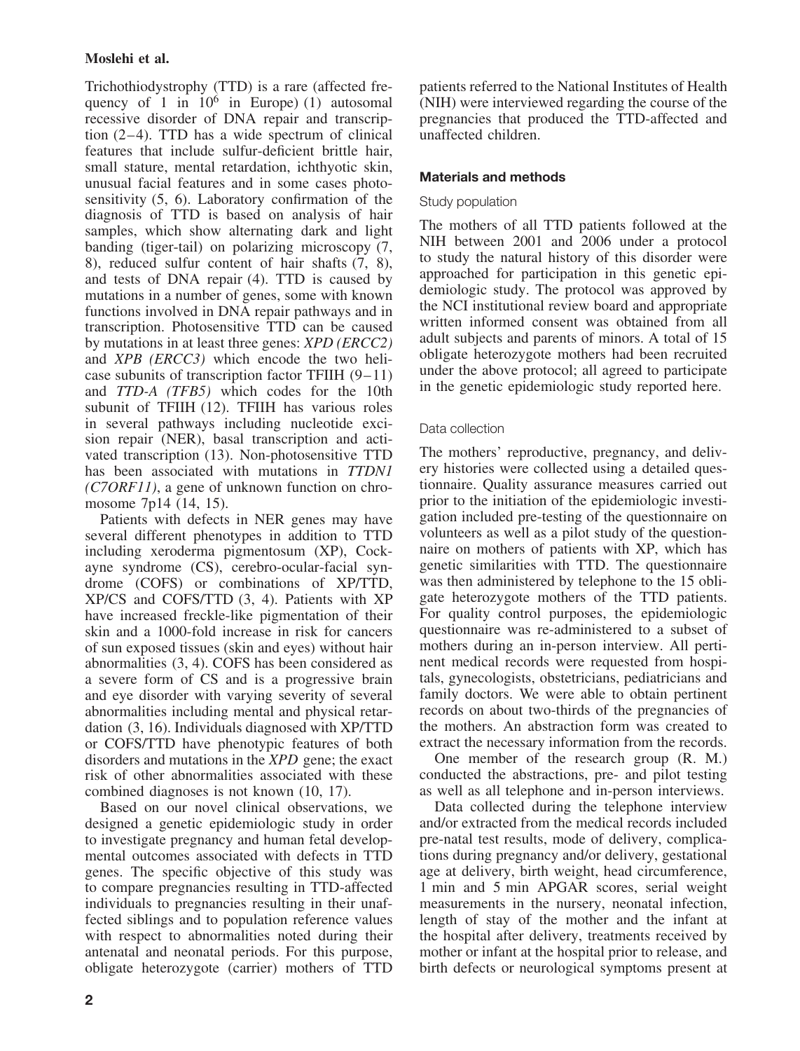Trichothiodystrophy (TTD) is a rare (affected frequency of 1 in $10^6$ in Europe) (1) autosomal recessive disorder of DNA repair and transcription (2–4). TTD has a wide spectrum of clinical features that include sulfur-deficient brittle hair, small stature, mental retardation, ichthyotic skin, unusual facial features and in some cases photosensitivity (5, 6). Laboratory confirmation of the diagnosis of TTD is based on analysis of hair samples, which show alternating dark and light banding (tiger-tail) on polarizing microscopy (7, 8), reduced sulfur content of hair shafts (7, 8), and tests of DNA repair (4). TTD is caused by mutations in a number of genes, some with known functions involved in DNA repair pathways and in transcription. Photosensitive TTD can be caused by mutations in at least three genes: *XPD (ERCC2)* and *XPB (ERCC3)* which encode the two helicase subunits of transcription factor TFIIH (9–11) and *TTD-A (TFB5)* which codes for the 10th subunit of TFIIH (12). TFIIH has various roles in several pathways including nucleotide excision repair (NER), basal transcription and activated transcription (13). Non-photosensitive TTD has been associated with mutations in *TTDN1 (C7ORF11)*, a gene of unknown function on chromosome 7p14 (14, 15).

Patients with defects in NER genes may have several different phenotypes in addition to TTD including xeroderma pigmentosum (XP), Cockayne syndrome (CS), cerebro-ocular-facial syndrome (COFS) or combinations of XP/TTD, XP/CS and COFS/TTD (3, 4). Patients with XP have increased freckle-like pigmentation of their skin and a 1000-fold increase in risk for cancers of sun exposed tissues (skin and eyes) without hair abnormalities (3, 4). COFS has been considered as a severe form of CS and is a progressive brain and eye disorder with varying severity of several abnormalities including mental and physical retardation (3, 16). Individuals diagnosed with XP/TTD or COFS/TTD have phenotypic features of both disorders and mutations in the *XPD* gene; the exact risk of other abnormalities associated with these combined diagnoses is not known (10, 17).

Based on our novel clinical observations, we designed a genetic epidemiologic study in order to investigate pregnancy and human fetal developmental outcomes associated with defects in TTD genes. The specific objective of this study was to compare pregnancies resulting in TTD-affected individuals to pregnancies resulting in their unaffected siblings and to population reference values with respect to abnormalities noted during their antenatal and neonatal periods. For this purpose, obligate heterozygote (carrier) mothers of TTD patients referred to the National Institutes of Health (NIH) were interviewed regarding the course of the pregnancies that produced the TTD-affected and unaffected children.

## Materials and methods

### Study population

The mothers of all TTD patients followed at the NIH between 2001 and 2006 under a protocol to study the natural history of this disorder were approached for participation in this genetic epidemiologic study. The protocol was approved by the NCI institutional review board and appropriate written informed consent was obtained from all adult subjects and parents of minors. A total of 15 obligate heterozygote mothers had been recruited under the above protocol; all agreed to participate in the genetic epidemiologic study reported here.

### Data collection

The mothers' reproductive, pregnancy, and delivery histories were collected using a detailed questionnaire. Quality assurance measures carried out prior to the initiation of the epidemiologic investigation included pre-testing of the questionnaire on volunteers as well as a pilot study of the questionnaire on mothers of patients with XP, which has genetic similarities with TTD. The questionnaire was then administered by telephone to the 15 obligate heterozygote mothers of the TTD patients. For quality control purposes, the epidemiologic questionnaire was re-administered to a subset of mothers during an in-person interview. All pertinent medical records were requested from hospitals, gynecologists, obstetricians, pediatricians and family doctors. We were able to obtain pertinent records on about two-thirds of the pregnancies of the mothers. An abstraction form was created to extract the necessary information from the records.

One member of the research group (R. M.) conducted the abstractions, pre- and pilot testing as well as all telephone and in-person interviews.

Data collected during the telephone interview and/or extracted from the medical records included pre-natal test results, mode of delivery, complications during pregnancy and/or delivery, gestational age at delivery, birth weight, head circumference, 1 min and 5 min APGAR scores, serial weight measurements in the nursery, neonatal infection, length of stay of the mother and the infant at the hospital after delivery, treatments received by mother or infant at the hospital prior to release, and birth defects or neurological symptoms present at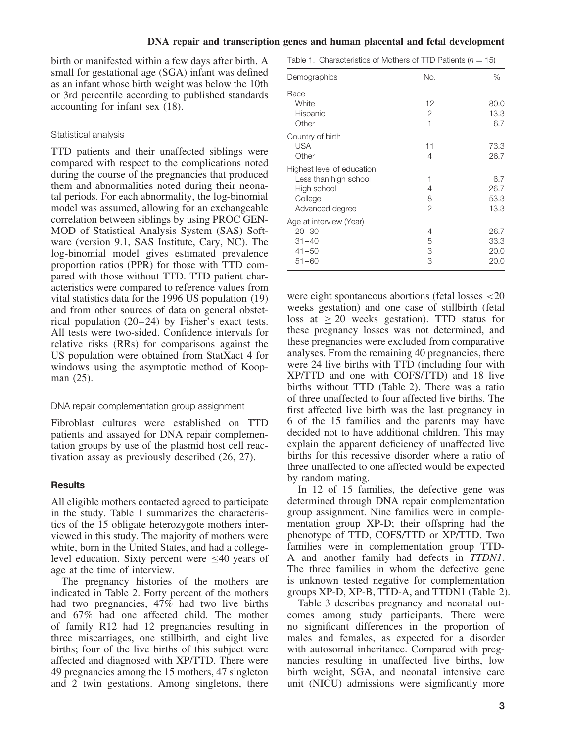birth or manifested within a few days after birth. A small for gestational age (SGA) infant was defined as an infant whose birth weight was below the 10th or 3rd percentile according to published standards accounting for infant sex (18).

### Statistical analysis

TTD patients and their unaffected siblings were compared with respect to the complications noted during the course of the pregnancies that produced them and abnormalities noted during their neonatal periods. For each abnormality, the log-binomial model was assumed, allowing for an exchangeable correlation between siblings by using PROC GENMOD of Statistical Analysis System (SAS) Software (version 9.1, SAS Institute, Cary, NC). The log-binomial model gives estimated prevalence proportion ratios (PPR) for those with TTD compared with those without TTD. TTD patient characteristics were compared to reference values from vital statistics data for the 1996 US population (19) and from other sources of data on general obstetrical population (20–24) by Fisher's exact tests. All tests were two-sided. Confidence intervals for relative risks (RRs) for comparisons against the US population were obtained from StatXact 4 for windows using the asymptotic method of Koopman (25).

### DNA repair complementation group assignment

Fibroblast cultures were established on TTD patients and assayed for DNA repair complementation groups by use of the plasmid host cell reactivation assay as previously described (26, 27).

## Results

All eligible mothers contacted agreed to participate in the study. Table 1 summarizes the characteristics of the 15 obligate heterozygote mothers interviewed in this study. The majority of mothers were white, born in the United States, and had a college-level education. Sixty percent were ≤40 years of age at the time of interview.

The pregnancy histories of the mothers are indicated in Table 2. Forty percent of the mothers had two pregnancies, 47% had two live births and 67% had one affected child. The mother of family R12 had 12 pregnancies resulting in three miscarriages, one stillbirth, and eight live births; four of the live births of this subject were affected and diagnosed with XP/TTD. There were 49 pregnancies among the 15 mothers, 47 singleton and 2 twin gestations. Among singletons, there were eight spontaneous abortions (fetal losses <20 weeks gestation) and one case of stillbirth (fetal loss at ≥ 20 weeks gestation). TTD status for these pregnancy losses was not determined, and these pregnancies were excluded from comparative analyses. From the remaining 40 pregnancies, there were 24 live births with TTD (including four with XP/TTD and one with COFS/TTD) and 18 live births without TTD (Table 2). There was a ratio of three unaffected to four affected live births. The first affected live birth was the last pregnancy in 6 of the 15 families and the parents may have decided not to have additional children. This may explain the apparent deficiency of unaffected live births for this recessive disorder where a ratio of three unaffected to one affected would be expected by random mating.

In 12 of 15 families, the defective gene was determined through DNA repair complementation group assignment. Nine families were in complementation group XP-D; their offspring had the phenotype of TTD, COFS/TTD or XP/TTD. Two families were in complementation group TTD-A and another family had defects in *TTDN1*. The three families in whom the defective gene is unknown tested negative for complementation groups XP-D, XP-B, TTD-A, and TTDN1 (Table 2).

Table 3 describes pregnancy and neonatal outcomes among study participants. There were no significant differences in the proportion of males and females, as expected for a disorder with autosomal inheritance. Compared with pregnancies resulting in unaffected live births, low birth weight, SGA, and neonatal intensive care unit (NICU) admissions were significantly more

Table 1. Characteristics of Mothers of TTD Patients ($n$ = 15)

| Demographics | No. | % |
|---|---|---|
| Race | | |
| White | 12 | 80.0 |
| Hispanic | 2 | 13.3 |
| Other | 1 | 6.7 |
| Country of birth | | |
| USA | 11 | 73.3 |
| Other | 4 | 26.7 |
| Highest level of education | | |
| Less than high school | 1 | 6.7 |
| High school | 4 | 26.7 |
| College | 8 | 53.3 |
| Advanced degree | 2 | 13.3 |
| Age at interview (Year) | | |
| 20–30 | 4 | 26.7 |
| 31–40 | 5 | 33.3 |
| 41–50 | 3 | 20.0 |
| 51–60 | 3 | 20.0 |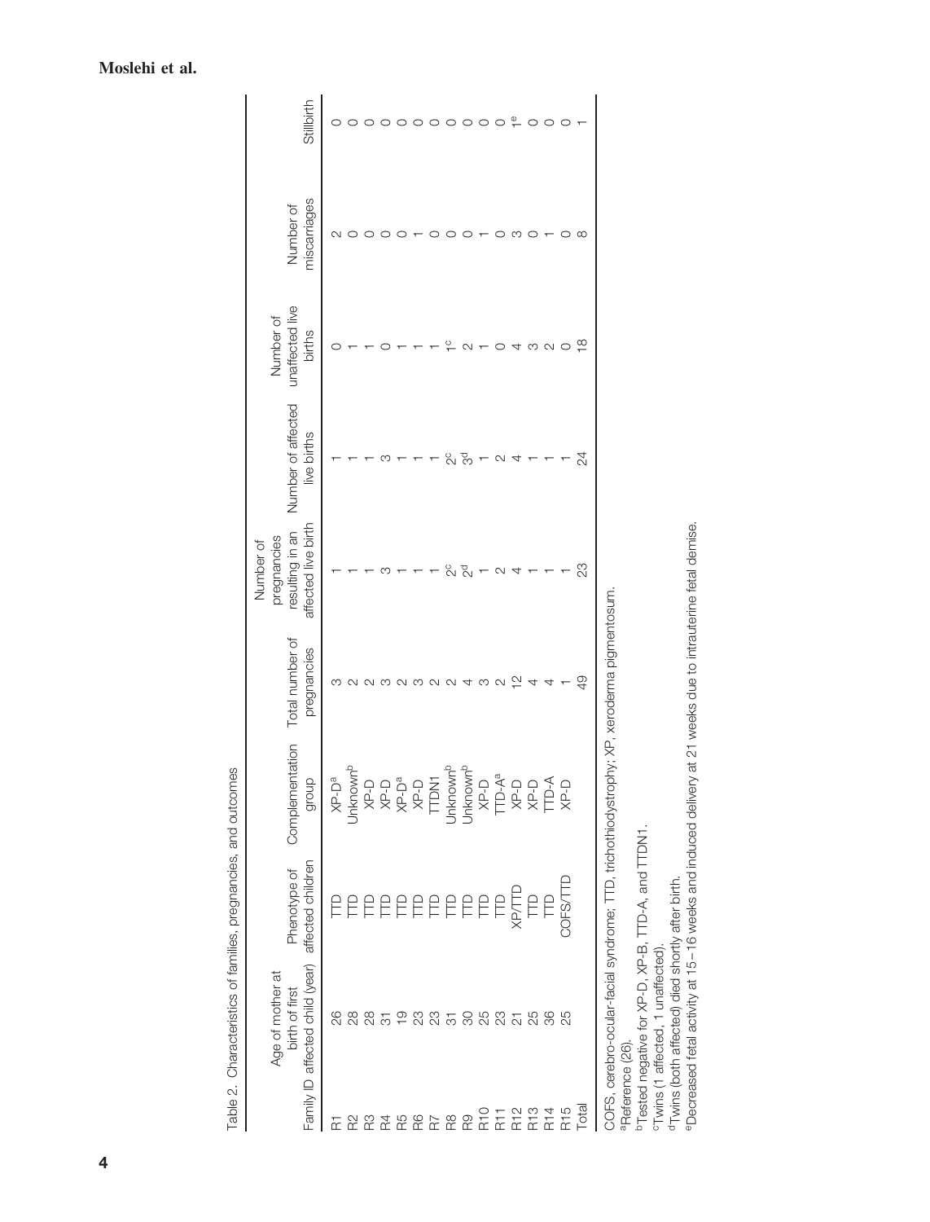Table 2. Characteristics of families, pregnancies, and outcomes

| Family ID | Age of mother at birth of first affected child (year) | Phenotype of affected children | Complementation group | Total number of pregnancies | Number of pregnancies resulting in an affected live birth | Number of affected live births | Number of unaffected live births | Number of miscarriages | Stillbirth |
|---|---|---|---|---|---|---|---|---|---|
| R1 | 26 | TTD | XP-D[a] | 3 | 1 | 1 | 0 | 2 | 0 |
| R2 | 28 | TTD | Unknown[b] | 2 | 1 | 1 | 1 | 0 | 0 |
| R3 | 28 | TTD | XP-D | 2 | 1 | 1 | 1 | 0 | 0 |
| R4 | 31 | TTD | XP-D | 3 | 3 | 3 | 0 | 0 | 0 |
| R5 | 19 | TTD | XP-D[a] | 2 | 1 | 1 | 1 | 0 | 0 |
| R6 | 23 | TTD | XP-D | 3 | 1 | 1 | 1 | 1 | 0 |
| R7 | 23 | TTD | TTDN1 | 2 | 1 | 1 | 1 | 0 | 0 |
| R8 | 31 | TTD | Unknown[b] | 2 | 2[c] | 2[c] | 1[c] | 0 | 0 |
| R9 | 30 | TTD | Unknown[b] | 4 | 2[d] | 3[d] | 2 | 0 | 0 |
| R10 | 25 | TTD | XP-D | 3 | 1 | 1 | 1 | 1 | 0 |
| R11 | 23 | TTD | TTD-A[a] | 2 | 2 | 2 | 0 | 0 | 0 |
| R12 | 21 | XP/TTD | XP-D | 12 | 4 | 4 | 4 | 3 | 1[e] |
| R13 | 25 | TTD | XP-D | 4 | 1 | 1 | 3 | 0 | 0 |
| R14 | 36 | TTD | TTD-A | 4 | 1 | 1 | 2 | 1 | 0 |
| R15 | 25 | COFS/TTD | XP-D | 1 | 1 | 1 | 0 | 0 | 0 |
| Total | | | | 49 | 23 | 24 | 18 | 8 | 1 |

COFS, cerebro-ocular-facial syndrome; TTD, trichothiodystrophy; XP, xeroderma pigmentosum.
[a]Reference (26).
[b]Tested negative for XP-D, XP-B, TTD-A, and TTDN1.
[c]Twins (1 affected, 1 unaffected).
[d]Twins (both affected) died shortly after birth.
[e]Decreased fetal activity at 15–16 weeks and induced delivery at 21 weeks due to intrauterine fetal demise.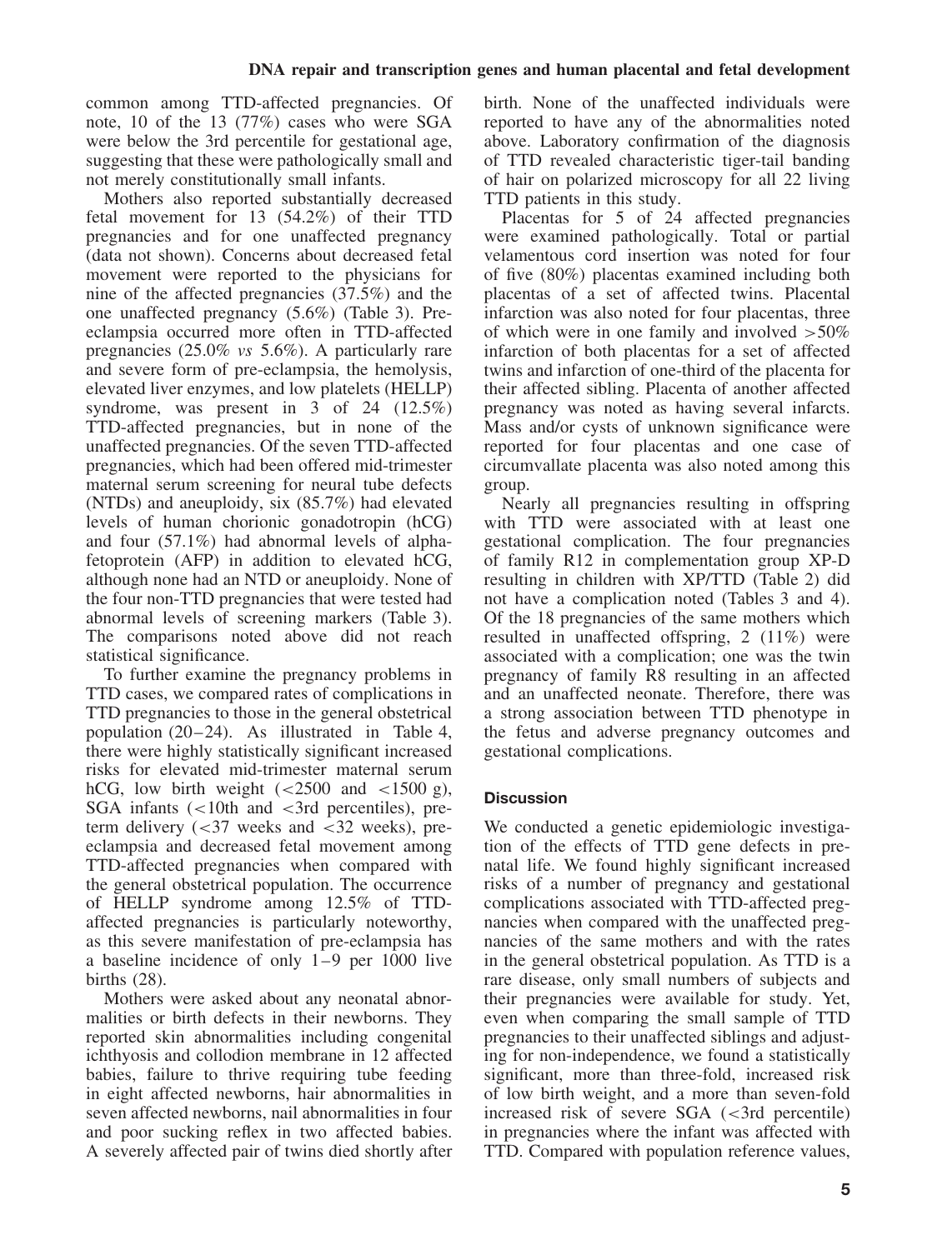common among TTD-affected pregnancies. Of note, 10 of the 13 (77%) cases who were SGA were below the 3rd percentile for gestational age, suggesting that these were pathologically small and not merely constitutionally small infants.

Mothers also reported substantially decreased fetal movement for 13 (54.2%) of their TTD pregnancies and for one unaffected pregnancy (data not shown). Concerns about decreased fetal movement were reported to the physicians for nine of the affected pregnancies (37.5%) and the one unaffected pregnancy (5.6%) (Table 3). Pre-eclampsia occurred more often in TTD-affected pregnancies (25.0% *vs* 5.6%). A particularly rare and severe form of pre-eclampsia, the hemolysis, elevated liver enzymes, and low platelets (HELLP) syndrome, was present in 3 of 24 (12.5%) TTD-affected pregnancies, but in none of the unaffected pregnancies. Of the seven TTD-affected pregnancies, which had been offered mid-trimester maternal serum screening for neural tube defects (NTDs) and aneuploidy, six (85.7%) had elevated levels of human chorionic gonadotropin (hCG) and four (57.1%) had abnormal levels of alpha-fetoprotein (AFP) in addition to elevated hCG, although none had an NTD or aneuploidy. None of the four non-TTD pregnancies that were tested had abnormal levels of screening markers (Table 3). The comparisons noted above did not reach statistical significance.

To further examine the pregnancy problems in TTD cases, we compared rates of complications in TTD pregnancies to those in the general obstetrical population (20–24). As illustrated in Table 4, there were highly statistically significant increased risks for elevated mid-trimester maternal serum hCG, low birth weight (<2500 and <1500 g), SGA infants (<10th and <3rd percentiles), preterm delivery (<37 weeks and <32 weeks), pre-eclampsia and decreased fetal movement among TTD-affected pregnancies when compared with the general obstetrical population. The occurrence of HELLP syndrome among 12.5% of TTD-affected pregnancies is particularly noteworthy, as this severe manifestation of pre-eclampsia has a baseline incidence of only 1–9 per 1000 live births (28).

Mothers were asked about any neonatal abnormalities or birth defects in their newborns. They reported skin abnormalities including congenital ichthyosis and collodion membrane in 12 affected babies, failure to thrive requiring tube feeding in eight affected newborns, hair abnormalities in seven affected newborns, nail abnormalities in four and poor sucking reflex in two affected babies. A severely affected pair of twins died shortly after birth. None of the unaffected individuals were reported to have any of the abnormalities noted above. Laboratory confirmation of the diagnosis of TTD revealed characteristic tiger-tail banding of hair on polarized microscopy for all 22 living TTD patients in this study.

Placentas for 5 of 24 affected pregnancies were examined pathologically. Total or partial velamentous cord insertion was noted for four of five (80%) placentas examined including both placentas of a set of affected twins. Placental infarction was also noted for four placentas, three of which were in one family and involved >50% infarction of both placentas for a set of affected twins and infarction of one-third of the placenta for their affected sibling. Placenta of another affected pregnancy was noted as having several infarcts. Mass and/or cysts of unknown significance were reported for four placentas and one case of circumvallate placenta was also noted among this group.

Nearly all pregnancies resulting in offspring with TTD were associated with at least one gestational complication. The four pregnancies of family R12 in complementation group XP-D resulting in children with XP/TTD (Table 2) did not have a complication noted (Tables 3 and 4). Of the 18 pregnancies of the same mothers which resulted in unaffected offspring, 2 (11%) were associated with a complication; one was the twin pregnancy of family R8 resulting in an affected and an unaffected neonate. Therefore, there was a strong association between TTD phenotype in the fetus and adverse pregnancy outcomes and gestational complications.

## Discussion

We conducted a genetic epidemiologic investigation of the effects of TTD gene defects in prenatal life. We found highly significant increased risks of a number of pregnancy and gestational complications associated with TTD-affected pregnancies when compared with the unaffected pregnancies of the same mothers and with the rates in the general obstetrical population. As TTD is a rare disease, only small numbers of subjects and their pregnancies were available for study. Yet, even when comparing the small sample of TTD pregnancies to their unaffected siblings and adjusting for non-independence, we found a statistically significant, more than three-fold, increased risk of low birth weight, and a more than seven-fold increased risk of severe SGA (<3rd percentile) in pregnancies where the infant was affected with TTD. Compared with population reference values,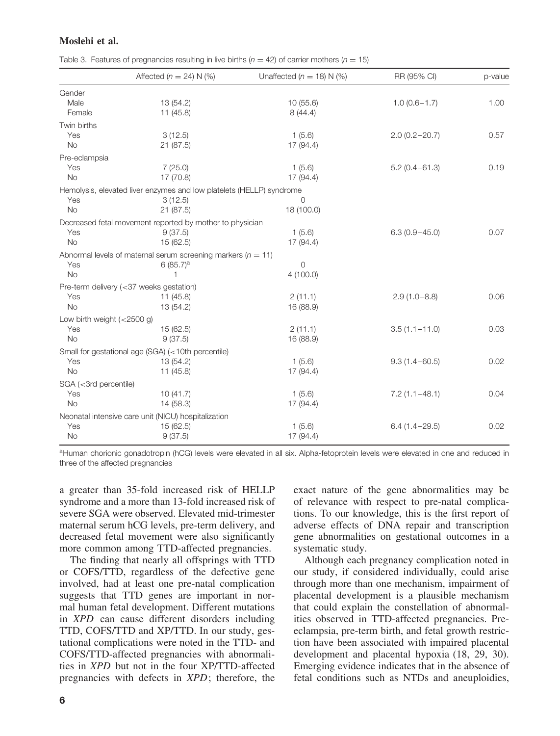Table 3. Features of pregnancies resulting in live births ($n = 42$) of carrier mothers ($n = 15$)

| | Affected ($n = 24$) N (%) | Unaffected ($n = 18$) N (%) | RR (95% CI) | p-value |
|---|---|---|---|---|
| Gender | | | | |
| Male | 13 (54.2) | 10 (55.6) | 1.0 (0.6–1.7) | 1.00 |
| Female | 11 (45.8) | 8 (44.4) | | |
| Twin births | | | | |
| Yes | 3 (12.5) | 1 (5.6) | 2.0 (0.2–20.7) | 0.57 |
| No | 21 (87.5) | 17 (94.4) | | |
| Pre-eclampsia | | | | |
| Yes | 7 (25.0) | 1 (5.6) | 5.2 (0.4–61.3) | 0.19 |
| No | 17 (70.8) | 17 (94.4) | | |
| Hemolysis, elevated liver enzymes and low platelets (HELLP) syndrome | | | | |
| Yes | 3 (12.5) | 0 | | |
| No | 21 (87.5) | 18 (100.0) | | |
| Decreased fetal movement reported by mother to physician | | | | |
| Yes | 9 (37.5) | 1 (5.6) | 6.3 (0.9–45.0) | 0.07 |
| No | 15 (62.5) | 17 (94.4) | | |
| Abnormal levels of maternal serum screening markers ($n = 11$) | | | | |
| Yes | 6 (85.7)[a] | 0 | | |
| No | 1 | 4 (100.0) | | |
| Pre-term delivery (<37 weeks gestation) | | | | |
| Yes | 11 (45.8) | 2 (11.1) | 2.9 (1.0–8.8) | 0.06 |
| No | 13 (54.2) | 16 (88.9) | | |
| Low birth weight (<2500 g) | | | | |
| Yes | 15 (62.5) | 2 (11.1) | 3.5 (1.1–11.0) | 0.03 |
| No | 9 (37.5) | 16 (88.9) | | |
| Small for gestational age (SGA) (<10th percentile) | | | | |
| Yes | 13 (54.2) | 1 (5.6) | 9.3 (1.4–60.5) | 0.02 |
| No | 11 (45.8) | 17 (94.4) | | |
| SGA (<3rd percentile) | | | | |
| Yes | 10 (41.7) | 1 (5.6) | 7.2 (1.1–48.1) | 0.04 |
| No | 14 (58.3) | 17 (94.4) | | |
| Neonatal intensive care unit (NICU) hospitalization | | | | |
| Yes | 15 (62.5) | 1 (5.6) | 6.4 (1.4–29.5) | 0.02 |
| No | 9 (37.5) | 17 (94.4) | | |

[a]Human chorionic gonadotropin (hCG) levels were elevated in all six. Alpha-fetoprotein levels were elevated in one and reduced in three of the affected pregnancies

a greater than 35-fold increased risk of HELLP syndrome and a more than 13-fold increased risk of severe SGA were observed. Elevated mid-trimester maternal serum hCG levels, pre-term delivery, and decreased fetal movement were also significantly more common among TTD-affected pregnancies.

The finding that nearly all offsprings with TTD or COFS/TTD, regardless of the defective gene involved, had at least one pre-natal complication suggests that TTD genes are important in normal human fetal development. Different mutations in *XPD* can cause different disorders including TTD, COFS/TTD and XP/TTD. In our study, gestational complications were noted in the TTD- and COFS/TTD-affected pregnancies with abnormalities in *XPD* but not in the four XP/TTD-affected pregnancies with defects in *XPD*; therefore, the exact nature of the gene abnormalities may be of relevance with respect to pre-natal complications. To our knowledge, this is the first report of adverse effects of DNA repair and transcription gene abnormalities on gestational outcomes in a systematic study.

Although each pregnancy complication noted in our study, if considered individually, could arise through more than one mechanism, impairment of placental development is a plausible mechanism that could explain the constellation of abnormalities observed in TTD-affected pregnancies. Pre-eclampsia, pre-term birth, and fetal growth restriction have been associated with impaired placental development and placental hypoxia (18, 29, 30). Emerging evidence indicates that in the absence of fetal conditions such as NTDs and aneuploidies,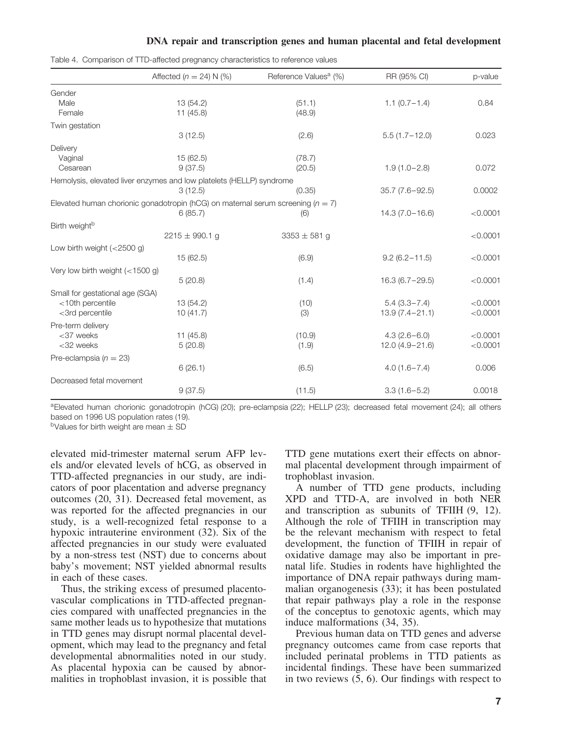Table 4. Comparison of TTD-affected pregnancy characteristics to reference values

| | Affected ($n = 24$) N (%) | Reference Values[a] (%) | RR (95% CI) | p-value |
|---|---|---|---|---|
| Gender | | | | |
| Male | 13 (54.2) | (51.1) | 1.1 (0.7–1.4) | 0.84 |
| Female | 11 (45.8) | (48.9) | | |
| Twin gestation | | | | |
| | 3 (12.5) | (2.6) | 5.5 (1.7–12.0) | 0.023 |
| Delivery | | | | |
| Vaginal | 15 (62.5) | (78.7) | | |
| Cesarean | 9 (37.5) | (20.5) | 1.9 (1.0–2.8) | 0.072 |
| Hemolysis, elevated liver enzymes and low platelets (HELLP) syndrome | | | | |
| | 3 (12.5) | (0.35) | 35.7 (7.6–92.5) | 0.0002 |
| Elevated human chorionic gonadotropin (hCG) on maternal serum screening ($n = 7$) | | | | |
| | 6 (85.7) | (6) | 14.3 (7.0–16.6) | <0.0001 |
| Birth weight[b] | | | | |
| | 2215 ± 990.1 g | 3353 ± 581 g | | <0.0001 |
| Low birth weight (<2500 g) | | | | |
| | 15 (62.5) | (6.9) | 9.2 (6.2–11.5) | <0.0001 |
| Very low birth weight (<1500 g) | | | | |
| | 5 (20.8) | (1.4) | 16.3 (6.7–29.5) | <0.0001 |
| Small for gestational age (SGA) | | | | |
| <10th percentile | 13 (54.2) | (10) | 5.4 (3.3–7.4) | <0.0001 |
| <3rd percentile | 10 (41.7) | (3) | 13.9 (7.4–21.1) | <0.0001 |
| Pre-term delivery | | | | |
| <37 weeks | 11 (45.8) | (10.9) | 4.3 (2.6–6.0) | <0.0001 |
| <32 weeks | 5 (20.8) | (1.9) | 12.0 (4.9–21.6) | <0.0001 |
| Pre-eclampsia ($n = 23$) | | | | |
| | 6 (26.1) | (6.5) | 4.0 (1.6–7.4) | 0.006 |
| Decreased fetal movement | | | | |
| | 9 (37.5) | (11.5) | 3.3 (1.6–5.2) | 0.0018 |

[a]Elevated human chorionic gonadotropin (hCG) (20); pre-eclampsia (22); HELLP (23); decreased fetal movement (24); all others based on 1996 US population rates (19).
[b]Values for birth weight are mean ± SD

elevated mid-trimester maternal serum AFP levels and/or elevated levels of hCG, as observed in TTD-affected pregnancies in our study, are indicators of poor placentation and adverse pregnancy outcomes (20, 31). Decreased fetal movement, as was reported for the affected pregnancies in our study, is a well-recognized fetal response to a hypoxic intrauterine environment (32). Six of the affected pregnancies in our study were evaluated by a non-stress test (NST) due to concerns about baby's movement; NST yielded abnormal results in each of these cases.

Thus, the striking excess of presumed placentovascular complications in TTD-affected pregnancies compared with unaffected pregnancies in the same mother leads us to hypothesize that mutations in TTD genes may disrupt normal placental development, which may lead to the pregnancy and fetal developmental abnormalities noted in our study. As placental hypoxia can be caused by abnormalities in trophoblast invasion, it is possible that TTD gene mutations exert their effects on abnormal placental development through impairment of trophoblast invasion.

A number of TTD gene products, including XPD and TTD-A, are involved in both NER and transcription as subunits of TFIIH (9, 12). Although the role of TFIIH in transcription may be the relevant mechanism with respect to fetal development, the function of TFIIH in repair of oxidative damage may also be important in prenatal life. Studies in rodents have highlighted the importance of DNA repair pathways during mammalian organogenesis (33); it has been postulated that repair pathways play a role in the response of the conceptus to genotoxic agents, which may induce malformations (34, 35).

Previous human data on TTD genes and adverse pregnancy outcomes came from case reports that included perinatal problems in TTD patients as incidental findings. These have been summarized in two reviews (5, 6). Our findings with respect to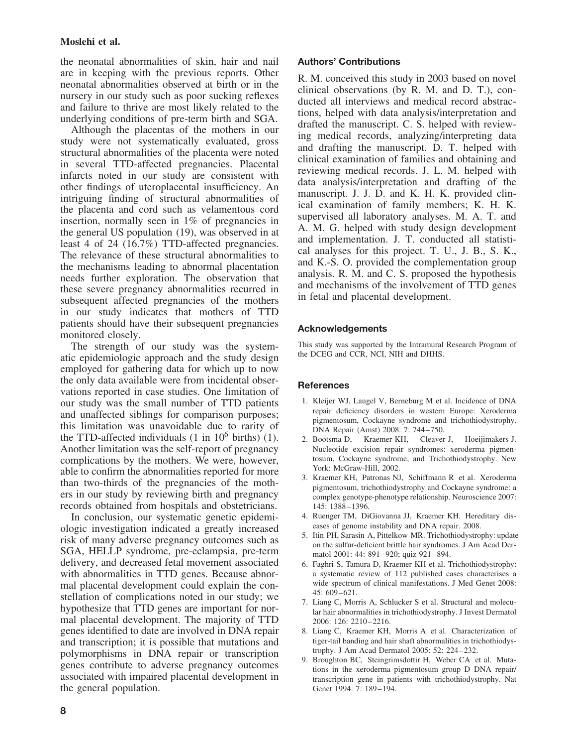the neonatal abnormalities of skin, hair and nail are in keeping with the previous reports. Other neonatal abnormalities observed at birth or in the nursery in our study such as poor sucking reflexes and failure to thrive are most likely related to the underlying conditions of pre-term birth and SGA.

Although the placentas of the mothers in our study were not systematically evaluated, gross structural abnormalities of the placenta were noted in several TTD-affected pregnancies. Placental infarcts noted in our study are consistent with other findings of uteroplacental insufficiency. An intriguing finding of structural abnormalities of the placenta and cord such as velamentous cord insertion, normally seen in 1% of pregnancies in the general US population (19), was observed in at least 4 of 24 (16.7%) TTD-affected pregnancies. The relevance of these structural abnormalities to the mechanisms leading to abnormal placentation needs further exploration. The observation that these severe pregnancy abnormalities recurred in subsequent affected pregnancies of the mothers in our study indicates that mothers of TTD patients should have their subsequent pregnancies monitored closely.

The strength of our study was the systematic epidemiologic approach and the study design employed for gathering data for which up to now the only data available were from incidental observations reported in case studies. One limitation of our study was the small number of TTD patients and unaffected siblings for comparison purposes; this limitation was unavoidable due to rarity of the TTD-affected individuals (1 in $10^6$ births) (1). Another limitation was the self-report of pregnancy complications by the mothers. We were, however, able to confirm the abnormalities reported for more than two-thirds of the pregnancies of the mothers in our study by reviewing birth and pregnancy records obtained from hospitals and obstetricians.

In conclusion, our systematic genetic epidemiologic investigation indicated a greatly increased risk of many adverse pregnancy outcomes such as SGA, HELLP syndrome, pre-eclampsia, pre-term delivery, and decreased fetal movement associated with abnormalities in TTD genes. Because abnormal placental development could explain the constellation of complications noted in our study; we hypothesize that TTD genes are important for normal placental development. The majority of TTD genes identified to date are involved in DNA repair and transcription; it is possible that mutations and polymorphisms in DNA repair or transcription genes contribute to adverse pregnancy outcomes associated with impaired placental development in the general population.

## Authors' Contributions

R. M. conceived this study in 2003 based on novel clinical observations (by R. M. and D. T.), conducted all interviews and medical record abstractions, helped with data analysis/interpretation and drafted the manuscript. C. S. helped with reviewing medical records, analyzing/interpreting data and drafting the manuscript. D. T. helped with clinical examination of families and obtaining and reviewing medical records. J. L. M. helped with data analysis/interpretation and drafting of the manuscript. J. J. D. and K. H. K. provided clinical examination of family members; K. H. K. supervised all laboratory analyses. M. A. T. and A. M. G. helped with study design development and implementation. J. T. conducted all statistical analyses for this project. T. U., J. B., S. K., and K.-S. O. provided the complementation group analysis. R. M. and C. S. proposed the hypothesis and mechanisms of the involvement of TTD genes in fetal and placental development.

## Acknowledgements

This study was supported by the Intramural Research Program of the DCEG and CCR, NCI, NIH and DHHS.

## References

1. Kleijer WJ, Laugel V, Berneburg M et al. Incidence of DNA repair deficiency disorders in western Europe: Xeroderma pigmentosum, Cockayne syndrome and trichothiodystrophy. DNA Repair (Amst) 2008: 7: 744–750.
2. Bootsma D, Kraemer KH, Cleaver J, Hoeijimakers J. Nucleotide excision repair syndromes: xeroderma pigmentosum, Cockayne syndrome, and Trichothiodystrophy. New York: McGraw-Hill, 2002.
3. Kraemer KH, Patronas NJ, Schiffmann R et al. Xeroderma pigmentosum, trichothiodystrophy and Cockayne syndrome: a complex genotype-phenotype relationship. Neuroscience 2007: 145: 1388–1396.
4. Ruenger TM, DiGiovanna JJ, Kraemer KH. Hereditary diseases of genome instability and DNA repair. 2008.
5. Itin PH, Sarasin A, Pittelkow MR. Trichothiodystrophy: update on the sulfur-deficient brittle hair syndromes. J Am Acad Dermatol 2001: 44: 891–920; quiz 921–894.
6. Faghri S, Tamura D, Kraemer KH et al. Trichothiodystrophy: a systematic review of 112 published cases characterises a wide spectrum of clinical manifestations. J Med Genet 2008: 45: 609–621.
7. Liang C, Morris A, Schlucker S et al. Structural and molecular hair abnormalities in trichothiodystrophy. J Invest Dermatol 2006: 126: 2210–2216.
8. Liang C, Kraemer KH, Morris A et al. Characterization of tiger-tail banding and hair shaft abnormalities in trichothiodystrophy. J Am Acad Dermatol 2005: 52: 224–232.
9. Broughton BC, Steingrimsdottir H, Weber CA et al. Mutations in the xeroderma pigmentosum group D DNA repair/transcription gene in patients with trichothiodystrophy. Nat Genet 1994: 7: 189–194.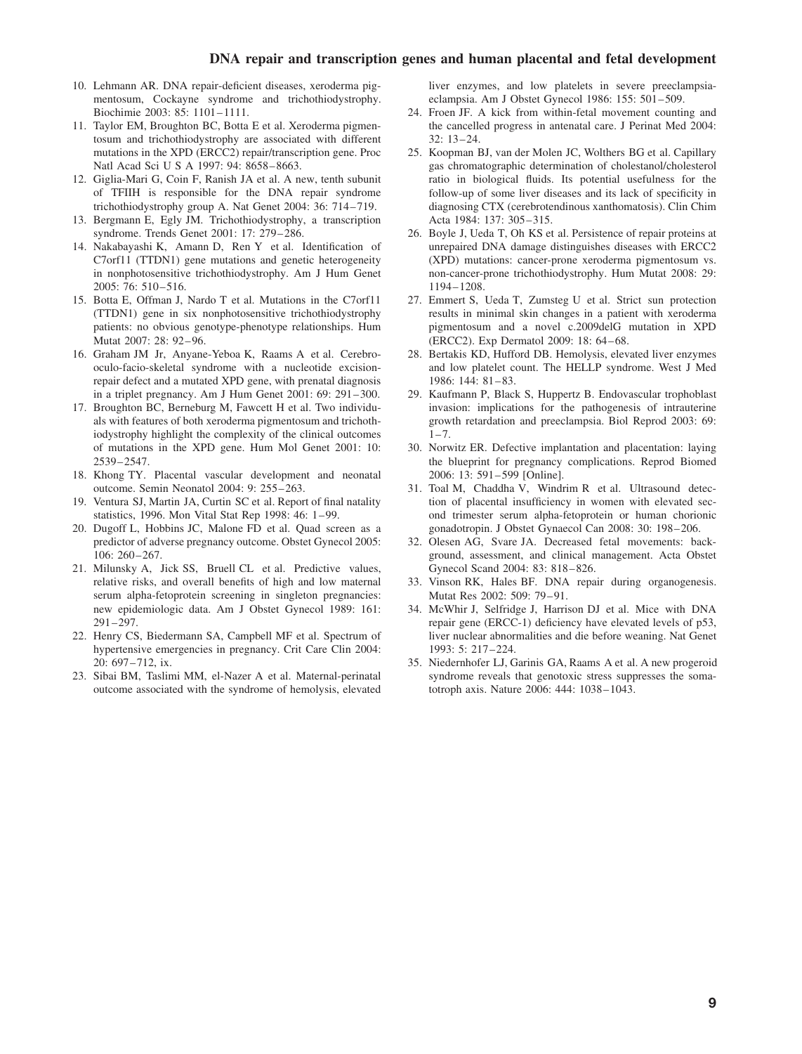10. Lehmann AR. DNA repair-deficient diseases, xeroderma pigmentosum, Cockayne syndrome and trichothiodystrophy. Biochimie 2003: 85: 1101–1111.
11. Taylor EM, Broughton BC, Botta E et al. Xeroderma pigmentosum and trichothiodystrophy are associated with different mutations in the XPD (ERCC2) repair/transcription gene. Proc Natl Acad Sci U S A 1997: 94: 8658–8663.
12. Giglia-Mari G, Coin F, Ranish JA et al. A new, tenth subunit of TFIIH is responsible for the DNA repair syndrome trichothiodystrophy group A. Nat Genet 2004: 36: 714–719.
13. Bergmann E, Egly JM. Trichothiodystrophy, a transcription syndrome. Trends Genet 2001: 17: 279–286.
14. Nakabayashi K, Amann D, Ren Y et al. Identification of C7orf11 (TTDN1) gene mutations and genetic heterogeneity in nonphotosensitive trichothiodystrophy. Am J Hum Genet 2005: 76: 510–516.
15. Botta E, Offman J, Nardo T et al. Mutations in the C7orf11 (TTDN1) gene in six nonphotosensitive trichothiodystrophy patients: no obvious genotype-phenotype relationships. Hum Mutat 2007: 28: 92–96.
16. Graham JM Jr, Anyane-Yeboa K, Raams A et al. Cerebro-oculo-facio-skeletal syndrome with a nucleotide excision-repair defect and a mutated XPD gene, with prenatal diagnosis in a triplet pregnancy. Am J Hum Genet 2001: 69: 291–300.
17. Broughton BC, Berneburg M, Fawcett H et al. Two individuals with features of both xeroderma pigmentosum and trichothiodystrophy highlight the complexity of the clinical outcomes of mutations in the XPD gene. Hum Mol Genet 2001: 10: 2539–2547.
18. Khong TY. Placental vascular development and neonatal outcome. Semin Neonatol 2004: 9: 255–263.
19. Ventura SJ, Martin JA, Curtin SC et al. Report of final natality statistics, 1996. Mon Vital Stat Rep 1998: 46: 1–99.
20. Dugoff L, Hobbins JC, Malone FD et al. Quad screen as a predictor of adverse pregnancy outcome. Obstet Gynecol 2005: 106: 260–267.
21. Milunsky A, Jick SS, Bruell CL et al. Predictive values, relative risks, and overall benefits of high and low maternal serum alpha-fetoprotein screening in singleton pregnancies: new epidemiologic data. Am J Obstet Gynecol 1989: 161: 291–297.
22. Henry CS, Biedermann SA, Campbell MF et al. Spectrum of hypertensive emergencies in pregnancy. Crit Care Clin 2004: 20: 697–712, ix.
23. Sibai BM, Taslimi MM, el-Nazer A et al. Maternal-perinatal outcome associated with the syndrome of hemolysis, elevated liver enzymes, and low platelets in severe preeclampsia-eclampsia. Am J Obstet Gynecol 1986: 155: 501–509.
24. Froen JF. A kick from within-fetal movement counting and the cancelled progress in antenatal care. J Perinat Med 2004: 32: 13–24.
25. Koopman BJ, van der Molen JC, Wolthers BG et al. Capillary gas chromatographic determination of cholestanol/cholesterol ratio in biological fluids. Its potential usefulness for the follow-up of some liver diseases and its lack of specificity in diagnosing CTX (cerebrotendinous xanthomatosis). Clin Chim Acta 1984: 137: 305–315.
26. Boyle J, Ueda T, Oh KS et al. Persistence of repair proteins at unrepaired DNA damage distinguishes diseases with ERCC2 (XPD) mutations: cancer-prone xeroderma pigmentosum vs. non-cancer-prone trichothiodystrophy. Hum Mutat 2008: 29: 1194–1208.
27. Emmert S, Ueda T, Zumsteg U et al. Strict sun protection results in minimal skin changes in a patient with xeroderma pigmentosum and a novel c.2009delG mutation in XPD (ERCC2). Exp Dermatol 2009: 18: 64–68.
28. Bertakis KD, Hufford DB. Hemolysis, elevated liver enzymes and low platelet count. The HELLP syndrome. West J Med 1986: 144: 81–83.
29. Kaufmann P, Black S, Huppertz B. Endovascular trophoblast invasion: implications for the pathogenesis of intrauterine growth retardation and preeclampsia. Biol Reprod 2003: 69: 1–7.
30. Norwitz ER. Defective implantation and placentation: laying the blueprint for pregnancy complications. Reprod Biomed 2006: 13: 591–599 [Online].
31. Toal M, Chaddha V, Windrim R et al. Ultrasound detection of placental insufficiency in women with elevated second trimester serum alpha-fetoprotein or human chorionic gonadotropin. J Obstet Gynaecol Can 2008: 30: 198–206.
32. Olesen AG, Svare JA. Decreased fetal movements: background, assessment, and clinical management. Acta Obstet Gynecol Scand 2004: 83: 818–826.
33. Vinson RK, Hales BF. DNA repair during organogenesis. Mutat Res 2002: 509: 79–91.
34. McWhir J, Selfridge J, Harrison DJ et al. Mice with DNA repair gene (ERCC-1) deficiency have elevated levels of p53, liver nuclear abnormalities and die before weaning. Nat Genet 1993: 5: 217–224.
35. Niedernhofer LJ, Garinis GA, Raams A et al. A new progeroid syndrome reveals that genotoxic stress suppresses the somatotroph axis. Nature 2006: 444: 1038–1043.